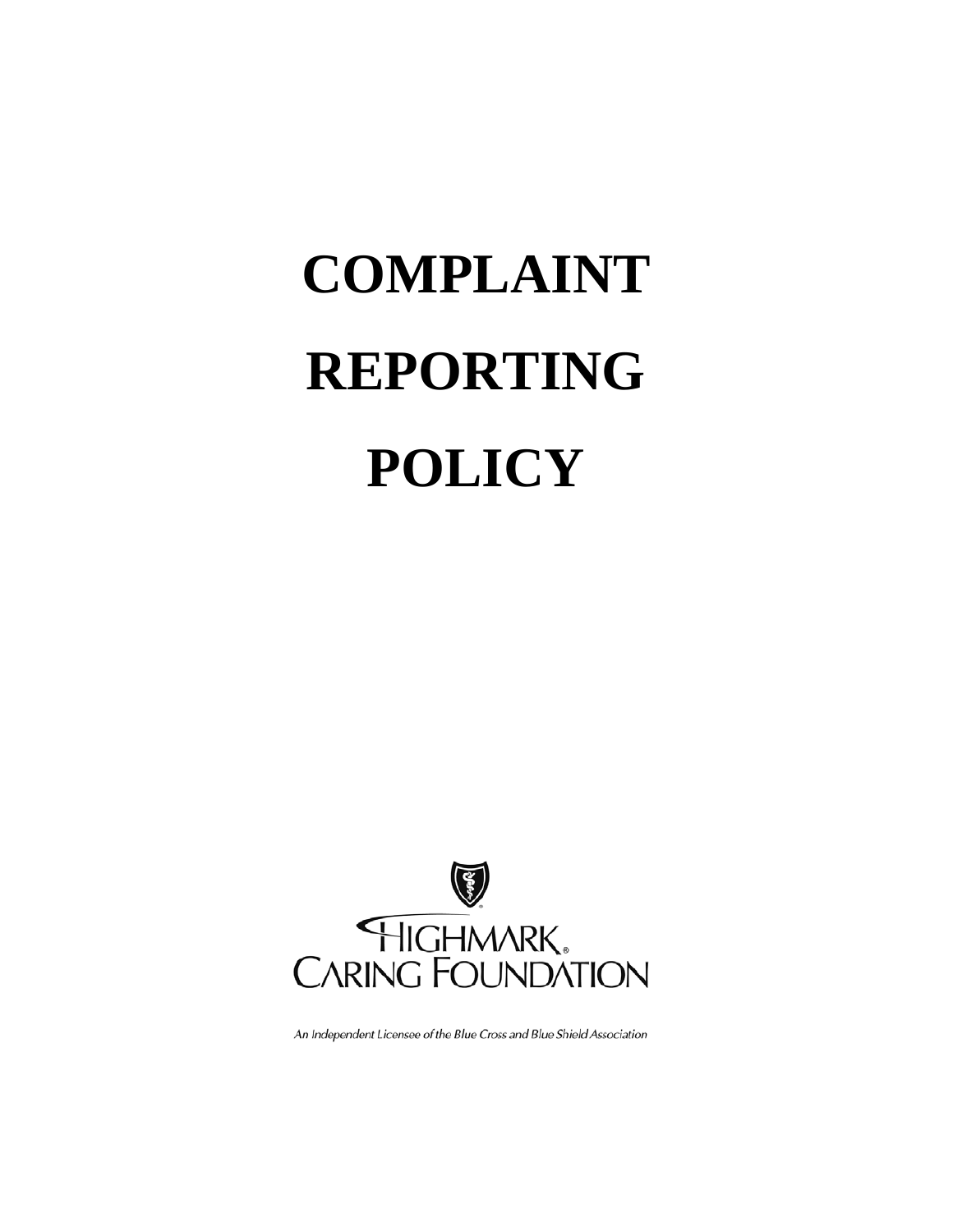# COMPLAINT REPORTING POLICY

HIGHMARK®
CARING FOUNDATION

*An Independent Licensee of the Blue Cross and Blue Shield Association*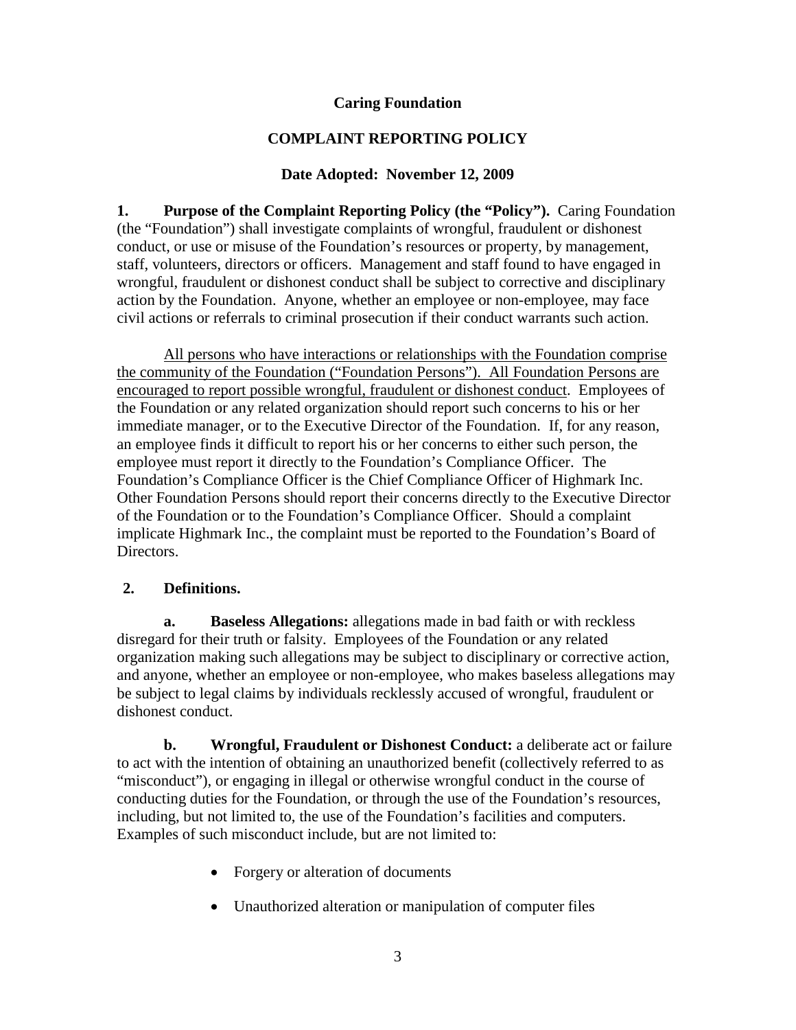**Caring Foundation**

**COMPLAINT REPORTING POLICY**

**Date Adopted: November 12, 2009**

**1. Purpose of the Complaint Reporting Policy (the "Policy").** Caring Foundation (the "Foundation") shall investigate complaints of wrongful, fraudulent or dishonest conduct, or use or misuse of the Foundation's resources or property, by management, staff, volunteers, directors or officers. Management and staff found to have engaged in wrongful, fraudulent or dishonest conduct shall be subject to corrective and disciplinary action by the Foundation. Anyone, whether an employee or non-employee, may face civil actions or referrals to criminal prosecution if their conduct warrants such action.

<u>All persons who have interactions or relationships with the Foundation comprise the community of the Foundation ("Foundation Persons"). All Foundation Persons are encouraged to report possible wrongful, fraudulent or dishonest conduct</u>. Employees of the Foundation or any related organization should report such concerns to his or her immediate manager, or to the Executive Director of the Foundation. If, for any reason, an employee finds it difficult to report his or her concerns to either such person, the employee must report it directly to the Foundation's Compliance Officer. The Foundation's Compliance Officer is the Chief Compliance Officer of Highmark Inc. Other Foundation Persons should report their concerns directly to the Executive Director of the Foundation or to the Foundation's Compliance Officer. Should a complaint implicate Highmark Inc., the complaint must be reported to the Foundation's Board of Directors.

**2. Definitions.**

**a. Baseless Allegations:** allegations made in bad faith or with reckless disregard for their truth or falsity. Employees of the Foundation or any related organization making such allegations may be subject to disciplinary or corrective action, and anyone, whether an employee or non-employee, who makes baseless allegations may be subject to legal claims by individuals recklessly accused of wrongful, fraudulent or dishonest conduct.

**b. Wrongful, Fraudulent or Dishonest Conduct:** a deliberate act or failure to act with the intention of obtaining an unauthorized benefit (collectively referred to as "misconduct"), or engaging in illegal or otherwise wrongful conduct in the course of conducting duties for the Foundation, or through the use of the Foundation's resources, including, but not limited to, the use of the Foundation's facilities and computers. Examples of such misconduct include, but are not limited to:

- Forgery or alteration of documents
- Unauthorized alteration or manipulation of computer files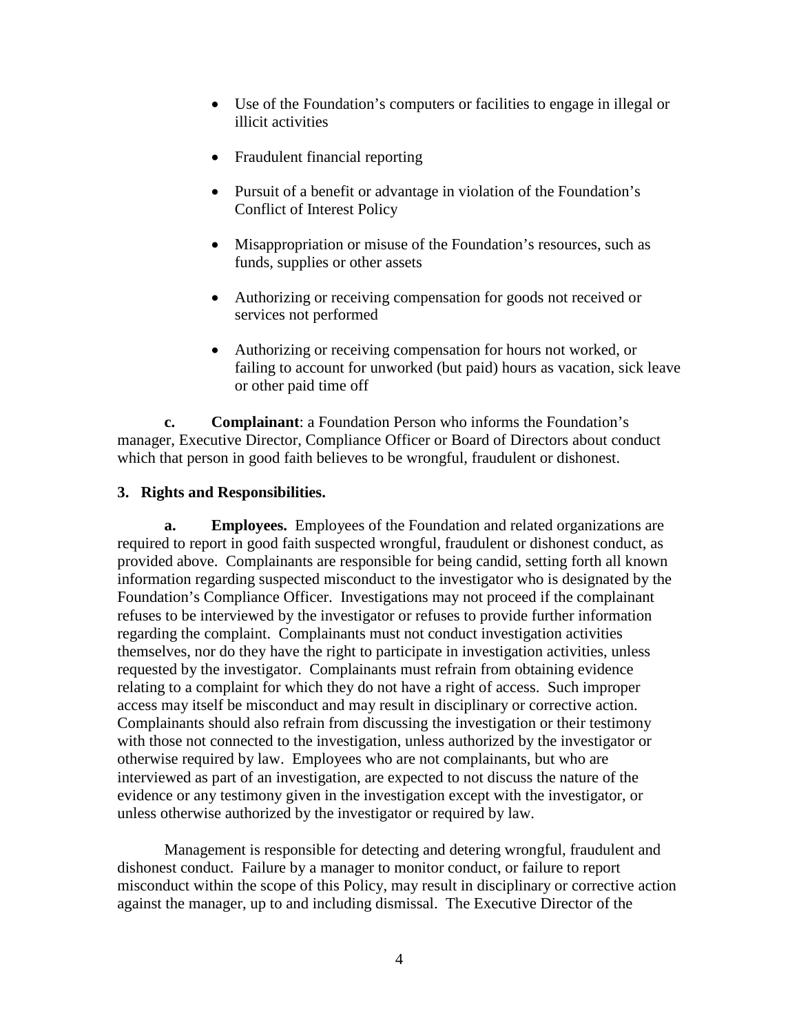- Use of the Foundation's computers or facilities to engage in illegal or illicit activities
- Fraudulent financial reporting
- Pursuit of a benefit or advantage in violation of the Foundation's Conflict of Interest Policy
- Misappropriation or misuse of the Foundation's resources, such as funds, supplies or other assets
- Authorizing or receiving compensation for goods not received or services not performed
- Authorizing or receiving compensation for hours not worked, or failing to account for unworked (but paid) hours as vacation, sick leave or other paid time off

**c. Complainant**: a Foundation Person who informs the Foundation's manager, Executive Director, Compliance Officer or Board of Directors about conduct which that person in good faith believes to be wrongful, fraudulent or dishonest.

**3. Rights and Responsibilities.**

**a. Employees.** Employees of the Foundation and related organizations are required to report in good faith suspected wrongful, fraudulent or dishonest conduct, as provided above. Complainants are responsible for being candid, setting forth all known information regarding suspected misconduct to the investigator who is designated by the Foundation's Compliance Officer. Investigations may not proceed if the complainant refuses to be interviewed by the investigator or refuses to provide further information regarding the complaint. Complainants must not conduct investigation activities themselves, nor do they have the right to participate in investigation activities, unless requested by the investigator. Complainants must refrain from obtaining evidence relating to a complaint for which they do not have a right of access. Such improper access may itself be misconduct and may result in disciplinary or corrective action. Complainants should also refrain from discussing the investigation or their testimony with those not connected to the investigation, unless authorized by the investigator or otherwise required by law. Employees who are not complainants, but who are interviewed as part of an investigation, are expected to not discuss the nature of the evidence or any testimony given in the investigation except with the investigator, or unless otherwise authorized by the investigator or required by law.

Management is responsible for detecting and detering wrongful, fraudulent and dishonest conduct. Failure by a manager to monitor conduct, or failure to report misconduct within the scope of this Policy, may result in disciplinary or corrective action against the manager, up to and including dismissal. The Executive Director of the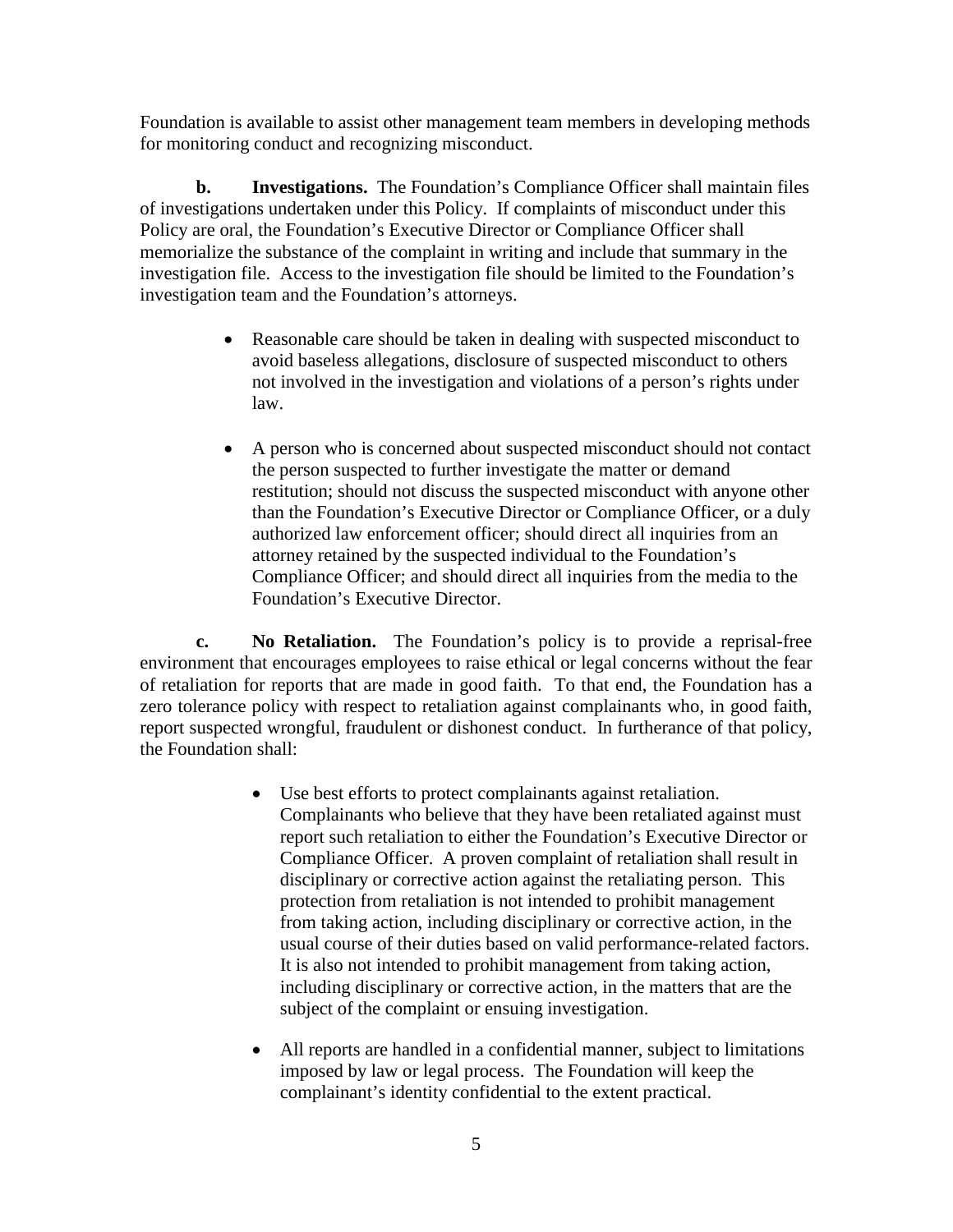Foundation is available to assist other management team members in developing methods for monitoring conduct and recognizing misconduct.

**b. Investigations.** The Foundation's Compliance Officer shall maintain files of investigations undertaken under this Policy. If complaints of misconduct under this Policy are oral, the Foundation's Executive Director or Compliance Officer shall memorialize the substance of the complaint in writing and include that summary in the investigation file. Access to the investigation file should be limited to the Foundation's investigation team and the Foundation's attorneys.

- Reasonable care should be taken in dealing with suspected misconduct to avoid baseless allegations, disclosure of suspected misconduct to others not involved in the investigation and violations of a person's rights under law.
- A person who is concerned about suspected misconduct should not contact the person suspected to further investigate the matter or demand restitution; should not discuss the suspected misconduct with anyone other than the Foundation's Executive Director or Compliance Officer, or a duly authorized law enforcement officer; should direct all inquiries from an attorney retained by the suspected individual to the Foundation's Compliance Officer; and should direct all inquiries from the media to the Foundation's Executive Director.

**c. No Retaliation.** The Foundation's policy is to provide a reprisal-free environment that encourages employees to raise ethical or legal concerns without the fear of retaliation for reports that are made in good faith. To that end, the Foundation has a zero tolerance policy with respect to retaliation against complainants who, in good faith, report suspected wrongful, fraudulent or dishonest conduct. In furtherance of that policy, the Foundation shall:

- Use best efforts to protect complainants against retaliation. Complainants who believe that they have been retaliated against must report such retaliation to either the Foundation's Executive Director or Compliance Officer. A proven complaint of retaliation shall result in disciplinary or corrective action against the retaliating person. This protection from retaliation is not intended to prohibit management from taking action, including disciplinary or corrective action, in the usual course of their duties based on valid performance-related factors. It is also not intended to prohibit management from taking action, including disciplinary or corrective action, in the matters that are the subject of the complaint or ensuing investigation.
- All reports are handled in a confidential manner, subject to limitations imposed by law or legal process. The Foundation will keep the complainant's identity confidential to the extent practical.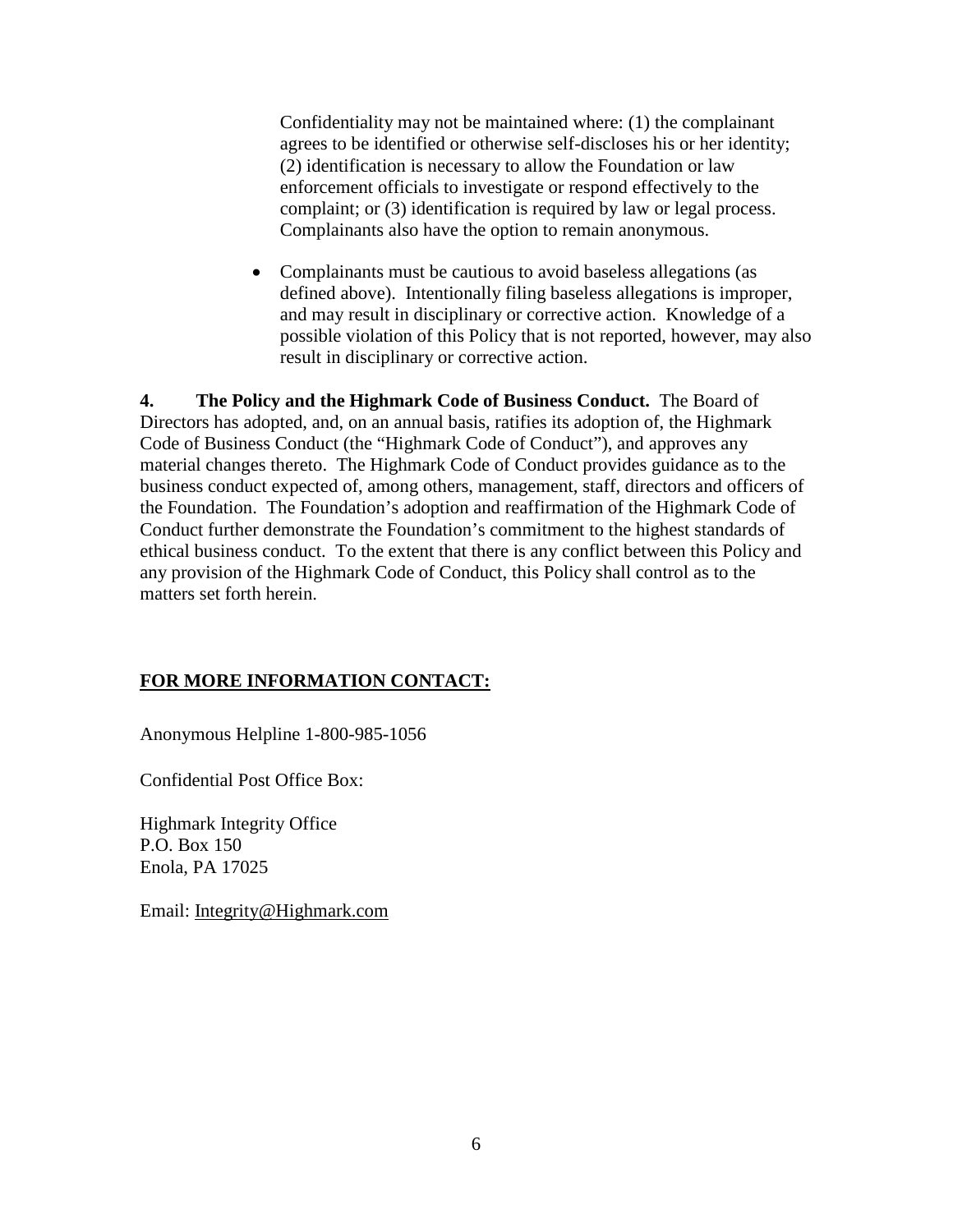Confidentiality may not be maintained where: (1) the complainant agrees to be identified or otherwise self-discloses his or her identity; (2) identification is necessary to allow the Foundation or law enforcement officials to investigate or respond effectively to the complaint; or (3) identification is required by law or legal process. Complainants also have the option to remain anonymous.

- Complainants must be cautious to avoid baseless allegations (as defined above). Intentionally filing baseless allegations is improper, and may result in disciplinary or corrective action. Knowledge of a possible violation of this Policy that is not reported, however, may also result in disciplinary or corrective action.

**4. The Policy and the Highmark Code of Business Conduct.** The Board of Directors has adopted, and, on an annual basis, ratifies its adoption of, the Highmark Code of Business Conduct (the "Highmark Code of Conduct"), and approves any material changes thereto. The Highmark Code of Conduct provides guidance as to the business conduct expected of, among others, management, staff, directors and officers of the Foundation. The Foundation's adoption and reaffirmation of the Highmark Code of Conduct further demonstrate the Foundation's commitment to the highest standards of ethical business conduct. To the extent that there is any conflict between this Policy and any provision of the Highmark Code of Conduct, this Policy shall control as to the matters set forth herein.

**FOR MORE INFORMATION CONTACT:**

Anonymous Helpline 1-800-985-1056

Confidential Post Office Box:

Highmark Integrity Office
P.O. Box 150
Enola, PA 17025

Email: Integrity@Highmark.com